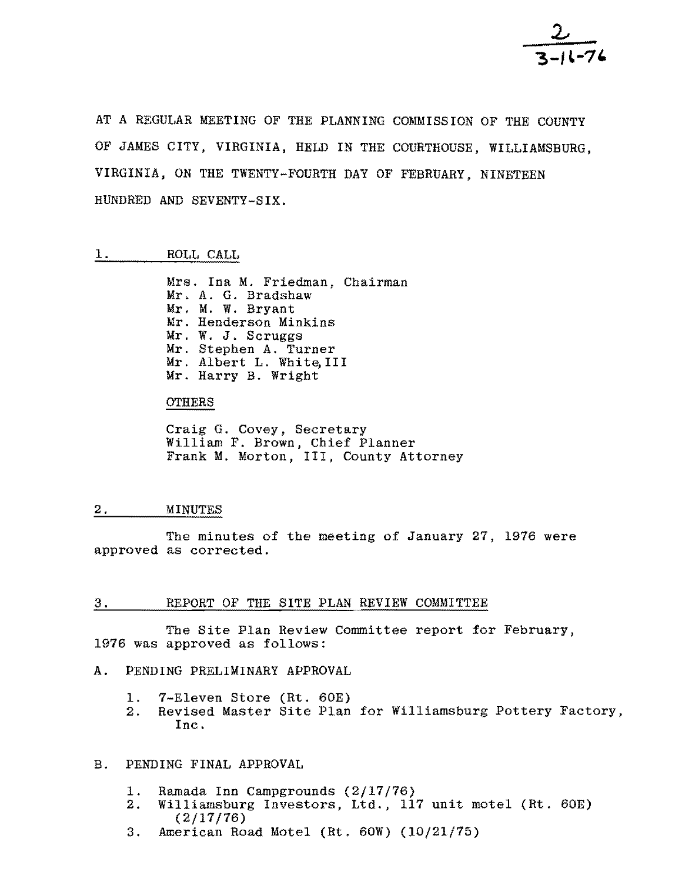2
3-16-76

AT A REGULAR MEETING OF THE PLANNING COMMISSION OF THE COUNTY OF JAMES CITY, VIRGINIA, HELD IN THE COURTHOUSE, WILLIAMSBURG, VIRGINIA, ON THE TWENTY-FOURTH DAY OF FEBRUARY, NINETEEN HUNDRED AND SEVENTY-SIX.

## 1. ROLL CALL

Mrs. Ina M. Friedman, Chairman
Mr. A. G. Bradshaw
Mr. M. W. Bryant
Mr. Henderson Minkins
Mr. W. J. Scruggs
Mr. Stephen A. Turner
Mr. Albert L. White, III
Mr. Harry B. Wright

OTHERS

Craig G. Covey, Secretary
William F. Brown, Chief Planner
Frank M. Morton, III, County Attorney

## 2. MINUTES

The minutes of the meeting of January 27, 1976 were approved as corrected.

## 3. REPORT OF THE SITE PLAN REVIEW COMMITTEE

The Site Plan Review Committee report for February, 1976 was approved as follows:

A. PENDING PRELIMINARY APPROVAL

1. 7-Eleven Store (Rt. 60E)
2. Revised Master Site Plan for Williamsburg Pottery Factory, Inc.

B. PENDING FINAL APPROVAL

1. Ramada Inn Campgrounds (2/17/76)
2. Williamsburg Investors, Ltd., 117 unit motel (Rt. 60E) (2/17/76)
3. American Road Motel (Rt. 60W) (10/21/75)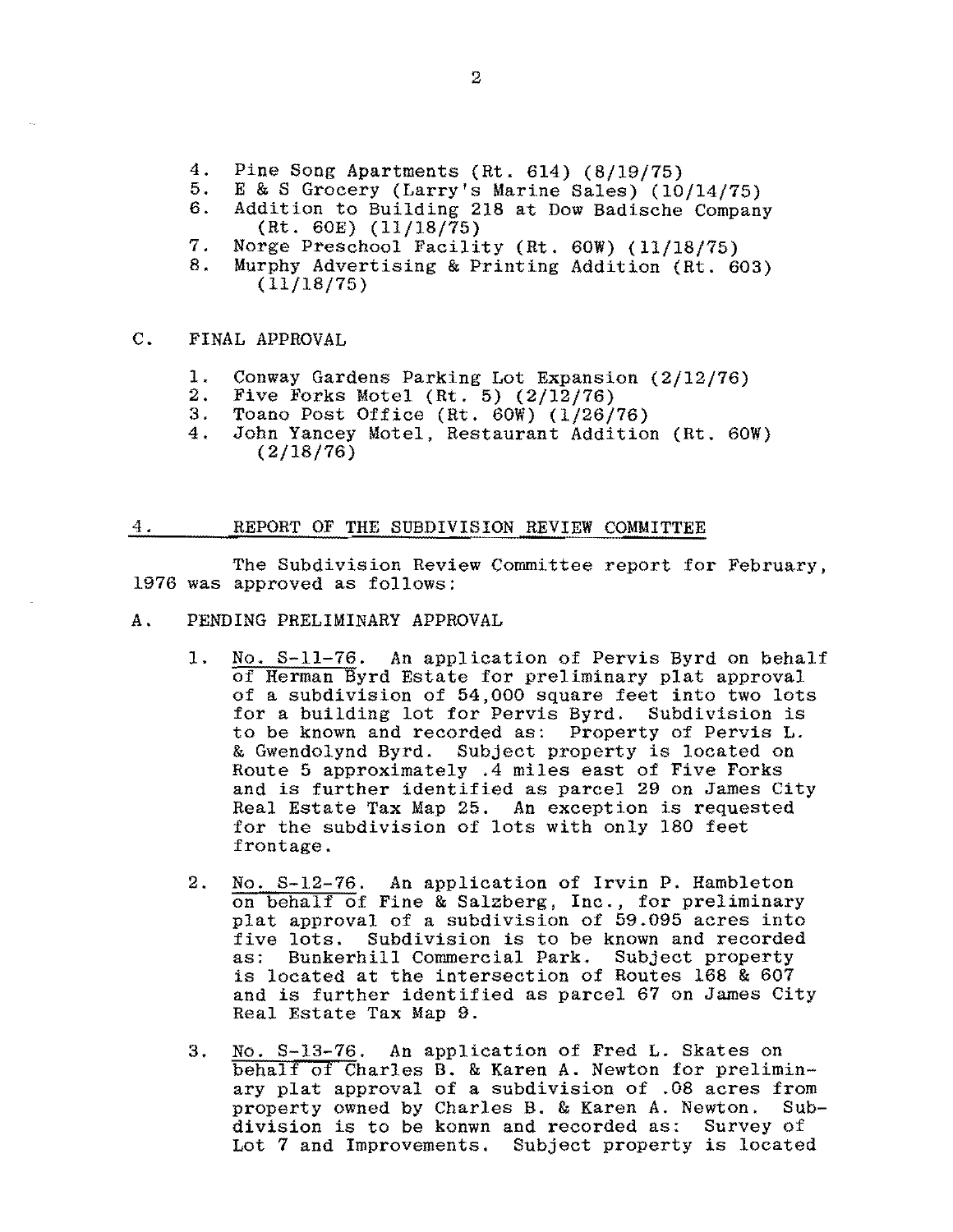4. Pine Song Apartments (Rt. 614) (8/19/75)
5. E & S Grocery (Larry's Marine Sales) (10/14/75)
6. Addition to Building 218 at Dow Badische Company (Rt. 60E) (11/18/75)
7. Norge Preschool Facility (Rt. 60W) (11/18/75)
8. Murphy Advertising & Printing Addition (Rt. 603) (11/18/75)

C. FINAL APPROVAL

1. Conway Gardens Parking Lot Expansion (2/12/76)
2. Five Forks Motel (Rt. 5) (2/12/76)
3. Toano Post Office (Rt. 60W) (1/26/76)
4. John Yancey Motel, Restaurant Addition (Rt. 60W) (2/18/76)

## 4. REPORT OF THE SUBDIVISION REVIEW COMMITTEE

The Subdivision Review Committee report for February, 1976 was approved as follows:

A. PENDING PRELIMINARY APPROVAL

1. No. S-11-76. An application of Pervis Byrd on behalf of Herman Byrd Estate for preliminary plat approval of a subdivision of 54,000 square feet into two lots for a building lot for Pervis Byrd. Subdivision is to be known and recorded as: Property of Pervis L. & Gwendolynd Byrd. Subject property is located on Route 5 approximately .4 miles east of Five Forks and is further identified as parcel 29 on James City Real Estate Tax Map 25. An exception is requested for the subdivision of lots with only 180 feet frontage.

2. No. S-12-76. An application of Irvin P. Hambleton on behalf of Fine & Salzberg, Inc., for preliminary plat approval of a subdivision of 59.095 acres into five lots. Subdivision is to be known and recorded as: Bunkerhill Commercial Park. Subject property is located at the intersection of Routes 168 & 607 and is further identified as parcel 67 on James City Real Estate Tax Map 9.

3. No. S-13-76. An application of Fred L. Skates on behalf of Charles B. & Karen A. Newton for preliminary plat approval of a subdivision of .08 acres from property owned by Charles B. & Karen A. Newton. Subdivision is to be konwn and recorded as: Survey of Lot 7 and Improvements. Subject property is located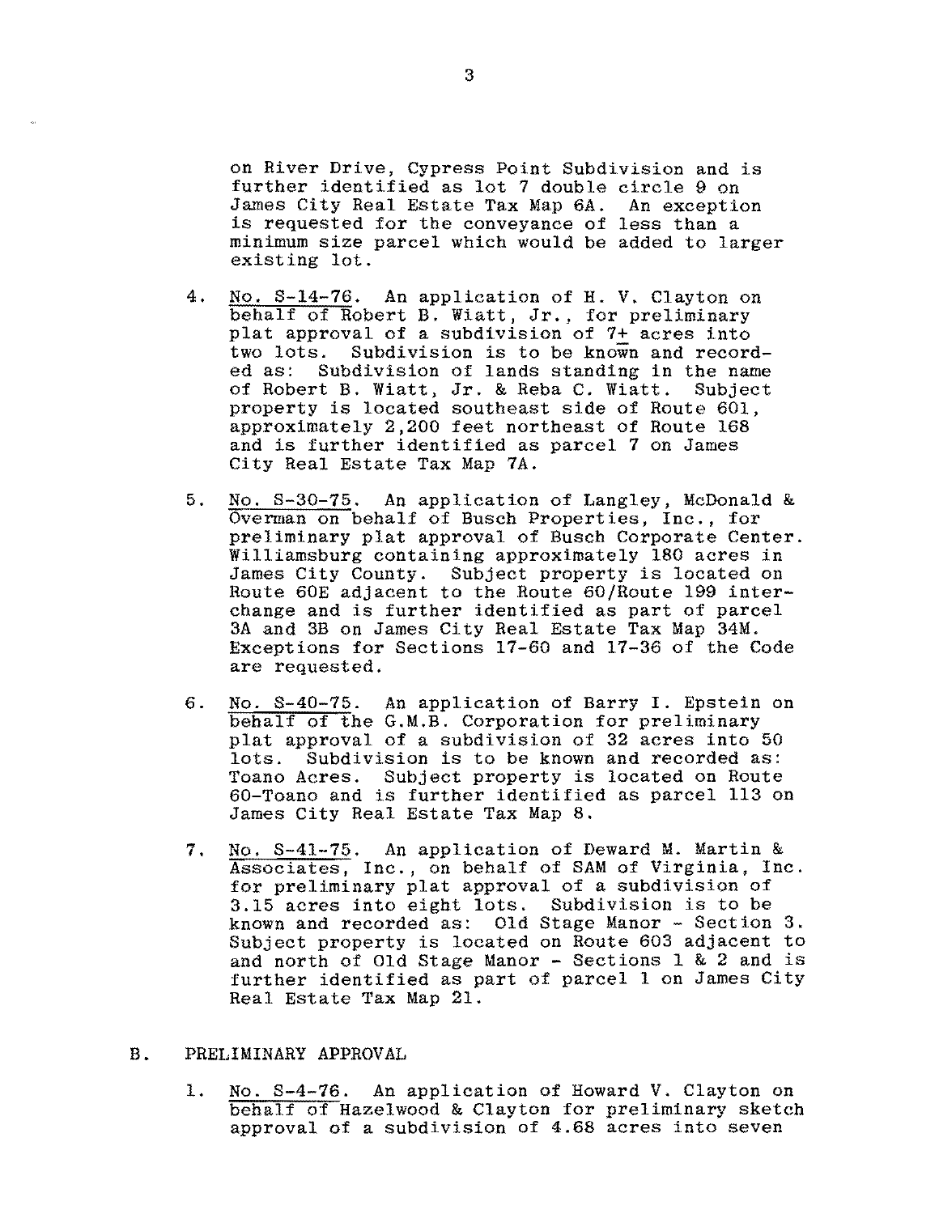on River Drive, Cypress Point Subdivision and is further identified as lot 7 double circle 9 on James City Real Estate Tax Map 6A. An exception is requested for the conveyance of less than a minimum size parcel which would be added to larger existing lot.

4. No. S-14-76. An application of H. V. Clayton on behalf of Robert B. Wiatt, Jr., for preliminary plat approval of a subdivision of 7± acres into two lots. Subdivision is to be known and recorded as: Subdivision of lands standing in the name of Robert B. Wiatt, Jr. & Reba C. Wiatt. Subject property is located southeast side of Route 601, approximately 2,200 feet northeast of Route 168 and is further identified as parcel 7 on James City Real Estate Tax Map 7A.

5. No. S-30-75. An application of Langley, McDonald & Overman on behalf of Busch Properties, Inc., for preliminary plat approval of Busch Corporate Center. Williamsburg containing approximately 180 acres in James City County. Subject property is located on Route 60E adjacent to the Route 60/Route 199 interchange and is further identified as part of parcel 3A and 3B on James City Real Estate Tax Map 34M. Exceptions for Sections 17-60 and 17-36 of the Code are requested.

6. No. S-40-75. An application of Barry I. Epstein on behalf of the G.M.B. Corporation for preliminary plat approval of a subdivision of 32 acres into 50 lots. Subdivision is to be known and recorded as: Toano Acres. Subject property is located on Route 60-Toano and is further identified as parcel 113 on James City Real Estate Tax Map 8.

7. No. S-41-75. An application of Deward M. Martin & Associates, Inc., on behalf of SAM of Virginia, Inc. for preliminary plat approval of a subdivision of 3.15 acres into eight lots. Subdivision is to be known and recorded as: Old Stage Manor - Section 3. Subject property is located on Route 603 adjacent to and north of Old Stage Manor - Sections 1 & 2 and is further identified as part of parcel 1 on James City Real Estate Tax Map 21.

B. PRELIMINARY APPROVAL

1. No. S-4-76. An application of Howard V. Clayton on behalf of Hazelwood & Clayton for preliminary sketch approval of a subdivision of 4.68 acres into seven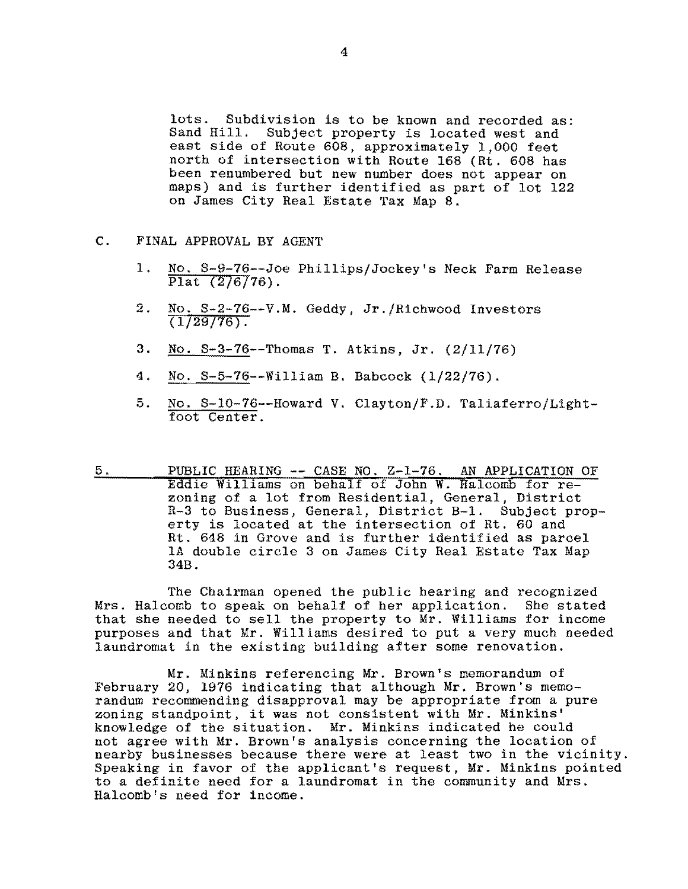lots. Subdivision is to be known and recorded as: Sand Hill. Subject property is located west and east side of Route 608, approximately 1,000 feet north of intersection with Route 168 (Rt. 608 has been renumbered but new number does not appear on maps) and is further identified as part of lot 122 on James City Real Estate Tax Map 8.

C. FINAL APPROVAL BY AGENT

1. No. S-9-76--Joe Phillips/Jockey's Neck Farm Release Plat (2/6/76).

2. No. S-2-76--V.M. Geddy, Jr./Richwood Investors (1/29/76).

3. No. S-3-76--Thomas T. Atkins, Jr. (2/11/76)

4. No. S-5-76--William B. Babcock (1/22/76).

5. No. S-10-76--Howard V. Clayton/F.D. Taliaferro/Lightfoot Center.

5. PUBLIC HEARING -- CASE NO. Z-1-76. AN APPLICATION OF Eddie Williams on behalf of John W. Halcomb for rezoning of a lot from Residential, General, District R-3 to Business, General, District B-1. Subject property is located at the intersection of Rt. 60 and Rt. 648 in Grove and is further identified as parcel 1A double circle 3 on James City Real Estate Tax Map 34B.

The Chairman opened the public hearing and recognized Mrs. Halcomb to speak on behalf of her application. She stated that she needed to sell the property to Mr. Williams for income purposes and that Mr. Williams desired to put a very much needed laundromat in the existing building after some renovation.

Mr. Minkins referencing Mr. Brown's memorandum of February 20, 1976 indicating that although Mr. Brown's memorandum recommending disapproval may be appropriate from a pure zoning standpoint, it was not consistent with Mr. Minkins' knowledge of the situation. Mr. Minkins indicated he could not agree with Mr. Brown's analysis concerning the location of nearby businesses because there were at least two in the vicinity. Speaking in favor of the applicant's request, Mr. Minkins pointed to a definite need for a laundromat in the community and Mrs. Halcomb's need for income.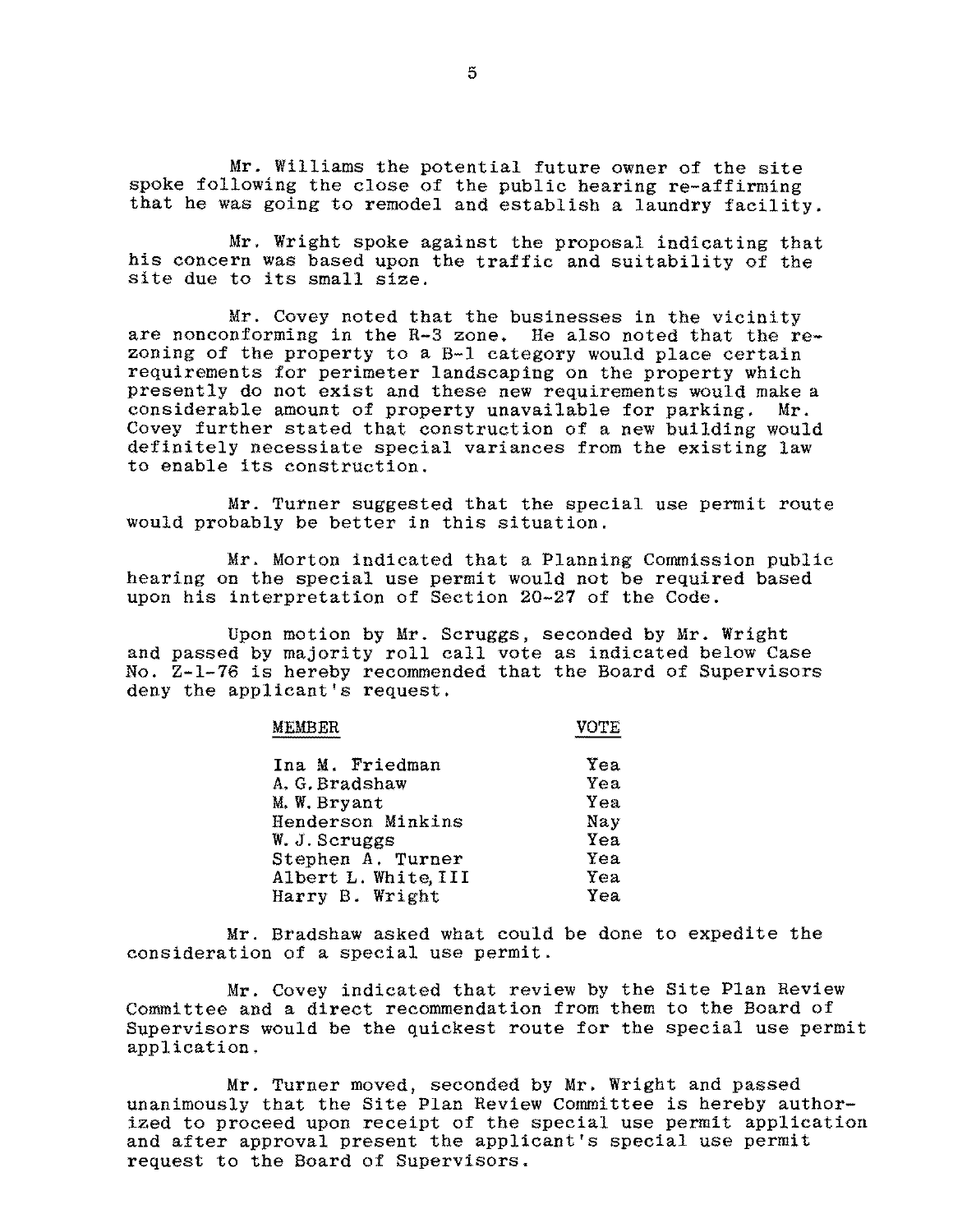Mr. Williams the potential future owner of the site spoke following the close of the public hearing re-affirming that he was going to remodel and establish a laundry facility.

Mr. Wright spoke against the proposal indicating that his concern was based upon the traffic and suitability of the site due to its small size.

Mr. Covey noted that the businesses in the vicinity are nonconforming in the R-3 zone. He also noted that the re-zoning of the property to a B-1 category would place certain requirements for perimeter landscaping on the property which presently do not exist and these new requirements would make a considerable amount of property unavailable for parking. Mr. Covey further stated that construction of a new building would definitely necessiate special variances from the existing law to enable its construction.

Mr. Turner suggested that the special use permit route would probably be better in this situation.

Mr. Morton indicated that a Planning Commission public hearing on the special use permit would not be required based upon his interpretation of Section 20-27 of the Code.

Upon motion by Mr. Scruggs, seconded by Mr. Wright and passed by majority roll call vote as indicated below Case No. Z-1-76 is hereby recommended that the Board of Supervisors deny the applicant's request.

| MEMBER | VOTE |
|---|---|
| Ina M. Friedman | Yea |
| A. G. Bradshaw | Yea |
| M. W. Bryant | Yea |
| Henderson Minkins | Nay |
| W. J. Scruggs | Yea |
| Stephen A. Turner | Yea |
| Albert L. White, III | Yea |
| Harry B. Wright | Yea |

Mr. Bradshaw asked what could be done to expedite the consideration of a special use permit.

Mr. Covey indicated that review by the Site Plan Review Committee and a direct recommendation from them to the Board of Supervisors would be the quickest route for the special use permit application.

Mr. Turner moved, seconded by Mr. Wright and passed unanimously that the Site Plan Review Committee is hereby authorized to proceed upon receipt of the special use permit application and after approval present the applicant's special use permit request to the Board of Supervisors.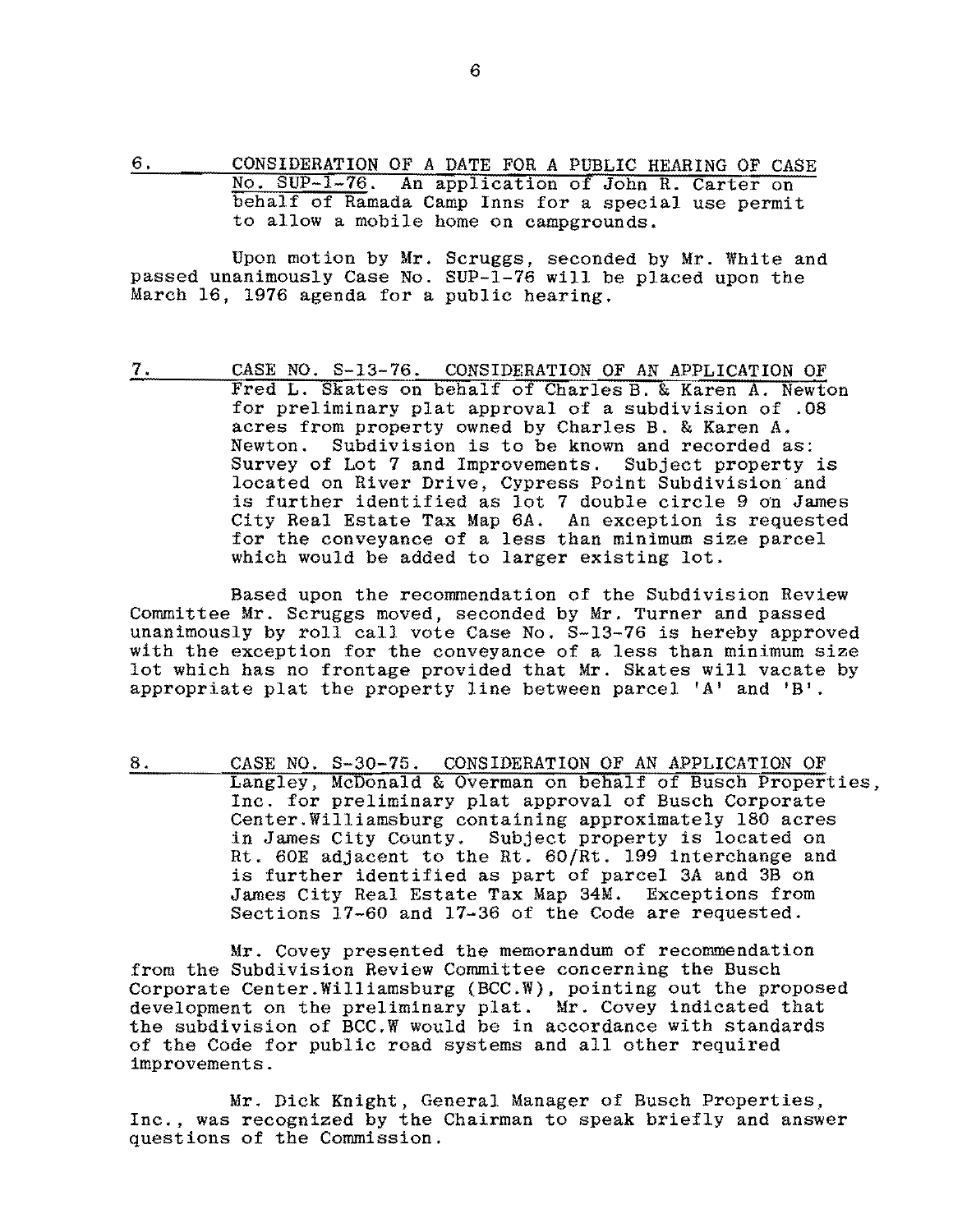6. CONSIDERATION OF A DATE FOR A PUBLIC HEARING OF CASE No. SUP-1-76. An application of John R. Carter on behalf of Ramada Camp Inns for a special use permit to allow a mobile home on campgrounds.

Upon motion by Mr. Scruggs, seconded by Mr. White and passed unanimously Case No. SUP-1-76 will be placed upon the March 16, 1976 agenda for a public hearing.

7. CASE NO. S-13-76. CONSIDERATION OF AN APPLICATION OF Fred L. Skates on behalf of Charles B. & Karen A. Newton for preliminary plat approval of a subdivision of .08 acres from property owned by Charles B. & Karen A. Newton. Subdivision is to be known and recorded as: Survey of Lot 7 and Improvements. Subject property is located on River Drive, Cypress Point Subdivision and is further identified as lot 7 double circle 9 on James City Real Estate Tax Map 6A. An exception is requested for the conveyance of a less than minimum size parcel which would be added to larger existing lot.

Based upon the recommendation of the Subdivision Review Committee Mr. Scruggs moved, seconded by Mr. Turner and passed unanimously by roll call vote Case No. S-13-76 is hereby approved with the exception for the conveyance of a less than minimum size lot which has no frontage provided that Mr. Skates will vacate by appropriate plat the property line between parcel 'A' and 'B'.

8. CASE NO. S-30-75. CONSIDERATION OF AN APPLICATION OF Langley, McDonald & Overman on behalf of Busch Properties, Inc. for preliminary plat approval of Busch Corporate Center.Williamsburg containing approximately 180 acres in James City County. Subject property is located on Rt. 60E adjacent to the Rt. 60/Rt. 199 interchange and is further identified as part of parcel 3A and 3B on James City Real Estate Tax Map 34M. Exceptions from Sections 17-60 and 17-36 of the Code are requested.

Mr. Covey presented the memorandum of recommendation from the Subdivision Review Committee concerning the Busch Corporate Center.Williamsburg (BCC.W), pointing out the proposed development on the preliminary plat. Mr. Covey indicated that the subdivision of BCC.W would be in accordance with standards of the Code for public road systems and all other required improvements.

Mr. Dick Knight, General Manager of Busch Properties, Inc., was recognized by the Chairman to speak briefly and answer questions of the Commission.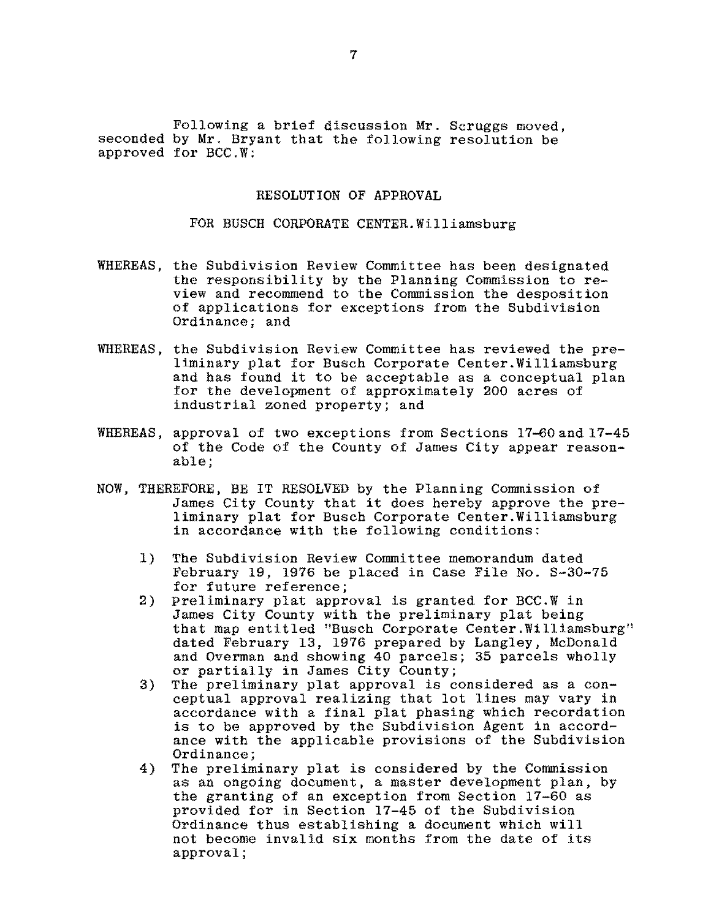Following a brief discussion Mr. Scruggs moved, seconded by Mr. Bryant that the following resolution be approved for BCC.W:

RESOLUTION OF APPROVAL

FOR BUSCH CORPORATE CENTER.Williamsburg

WHEREAS, the Subdivision Review Committee has been designated the responsibility by the Planning Commission to review and recommend to the Commission the desposition of applications for exceptions from the Subdivision Ordinance; and

WHEREAS, the Subdivision Review Committee has reviewed the preliminary plat for Busch Corporate Center.Williamsburg and has found it to be acceptable as a conceptual plan for the development of approximately 200 acres of industrial zoned property; and

WHEREAS, approval of two exceptions from Sections 17-60 and 17-45 of the Code of the County of James City appear reasonable;

NOW, THEREFORE, BE IT RESOLVED by the Planning Commission of James City County that it does hereby approve the preliminary plat for Busch Corporate Center.Williamsburg in accordance with the following conditions:

1) The Subdivision Review Committee memorandum dated February 19, 1976 be placed in Case File No. S-30-75 for future reference;
2) Preliminary plat approval is granted for BCC.W in James City County with the preliminary plat being that map entitled "Busch Corporate Center.Williamsburg" dated February 13, 1976 prepared by Langley, McDonald and Overman and showing 40 parcels; 35 parcels wholly or partially in James City County;
3) The preliminary plat approval is considered as a conceptual approval realizing that lot lines may vary in accordance with a final plat phasing which recordation is to be approved by the Subdivision Agent in accordance with the applicable provisions of the Subdivision Ordinance;
4) The preliminary plat is considered by the Commission as an ongoing document, a master development plan, by the granting of an exception from Section 17-60 as provided for in Section 17-45 of the Subdivision Ordinance thus establishing a document which will not become invalid six months from the date of its approval;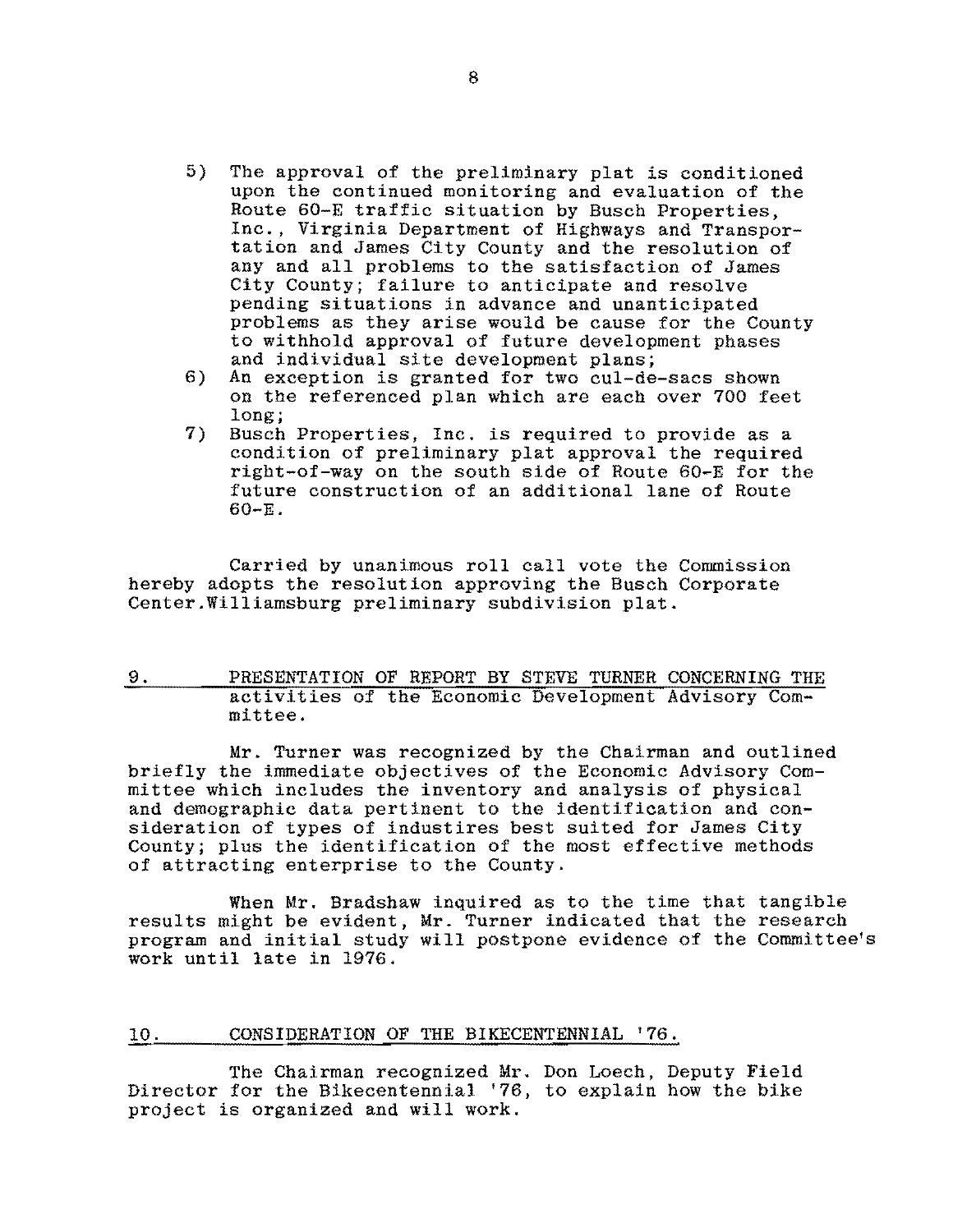5) The approval of the preliminary plat is conditioned upon the continued monitoring and evaluation of the Route 60-E traffic situation by Busch Properties, Inc., Virginia Department of Highways and Transportation and James City County and the resolution of any and all problems to the satisfaction of James City County; failure to anticipate and resolve pending situations in advance and unanticipated problems as they arise would be cause for the County to withhold approval of future development phases and individual site development plans;
6) An exception is granted for two cul-de-sacs shown on the referenced plan which are each over 700 feet long;
7) Busch Properties, Inc. is required to provide as a condition of preliminary plat approval the required right-of-way on the south side of Route 60-E for the future construction of an additional lane of Route 60-E.

Carried by unanimous roll call vote the Commission hereby adopts the resolution approving the Busch Corporate Center.Williamsburg preliminary subdivision plat.

## 9. PRESENTATION OF REPORT BY STEVE TURNER CONCERNING THE activities of the Economic Development Advisory Committee.

Mr. Turner was recognized by the Chairman and outlined briefly the immediate objectives of the Economic Advisory Committee which includes the inventory and analysis of physical and demographic data pertinent to the identification and consideration of types of industires best suited for James City County; plus the identification of the most effective methods of attracting enterprise to the County.

When Mr. Bradshaw inquired as to the time that tangible results might be evident, Mr. Turner indicated that the research program and initial study will postpone evidence of the Committee's work until late in 1976.

## 10. CONSIDERATION OF THE BIKECENTENNIAL '76.

The Chairman recognized Mr. Don Loech, Deputy Field Director for the Bikecentennial '76, to explain how the bike project is organized and will work.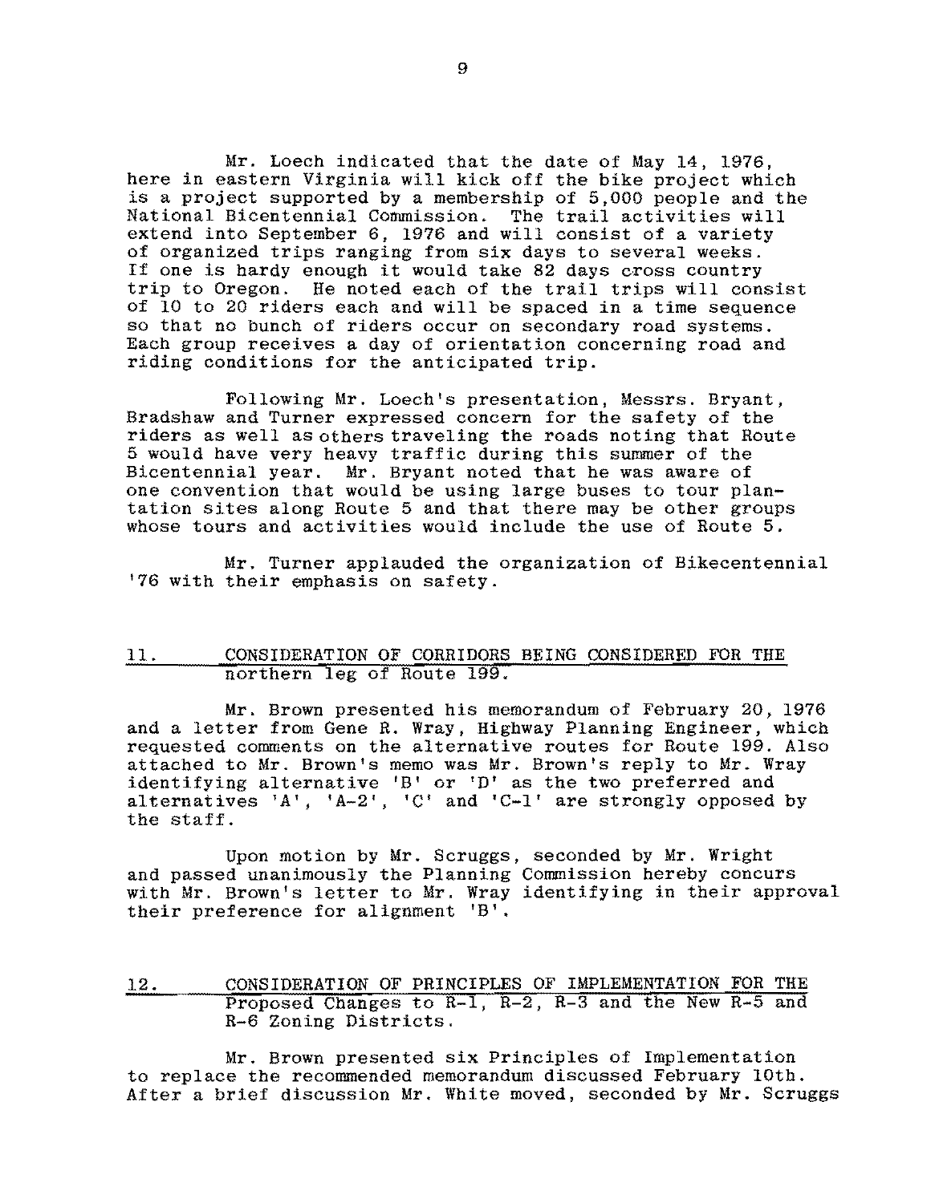Mr. Loech indicated that the date of May 14, 1976, here in eastern Virginia will kick off the bike project which is a project supported by a membership of 5,000 people and the National Bicentennial Commission. The trail activities will extend into September 6, 1976 and will consist of a variety of organized trips ranging from six days to several weeks. If one is hardy enough it would take 82 days cross country trip to Oregon. He noted each of the trail trips will consist of 10 to 20 riders each and will be spaced in a time sequence so that no bunch of riders occur on secondary road systems. Each group receives a day of orientation concerning road and riding conditions for the anticipated trip.

Following Mr. Loech's presentation, Messrs. Bryant, Bradshaw and Turner expressed concern for the safety of the riders as well as others traveling the roads noting that Route 5 would have very heavy traffic during this summer of the Bicentennial year. Mr. Bryant noted that he was aware of one convention that would be using large buses to tour plantation sites along Route 5 and that there may be other groups whose tours and activities would include the use of Route 5.

Mr. Turner applauded the organization of Bikecentennial '76 with their emphasis on safety.

## 11. CONSIDERATION OF CORRIDORS BEING CONSIDERED FOR THE northern leg of Route 199.

Mr. Brown presented his memorandum of February 20, 1976 and a letter from Gene R. Wray, Highway Planning Engineer, which requested comments on the alternative routes for Route 199. Also attached to Mr. Brown's memo was Mr. Brown's reply to Mr. Wray identifying alternative 'B' or 'D' as the two preferred and alternatives 'A', 'A-2', 'C' and 'C-1' are strongly opposed by the staff.

Upon motion by Mr. Scruggs, seconded by Mr. Wright and passed unanimously the Planning Commission hereby concurs with Mr. Brown's letter to Mr. Wray identifying in their approval their preference for alignment 'B'.

## 12. CONSIDERATION OF PRINCIPLES OF IMPLEMENTATION FOR THE Proposed Changes to R-1, R-2, R-3 and the New R-5 and R-6 Zoning Districts.

Mr. Brown presented six Principles of Implementation to replace the recommended memorandum discussed February 10th. After a brief discussion Mr. White moved, seconded by Mr. Scruggs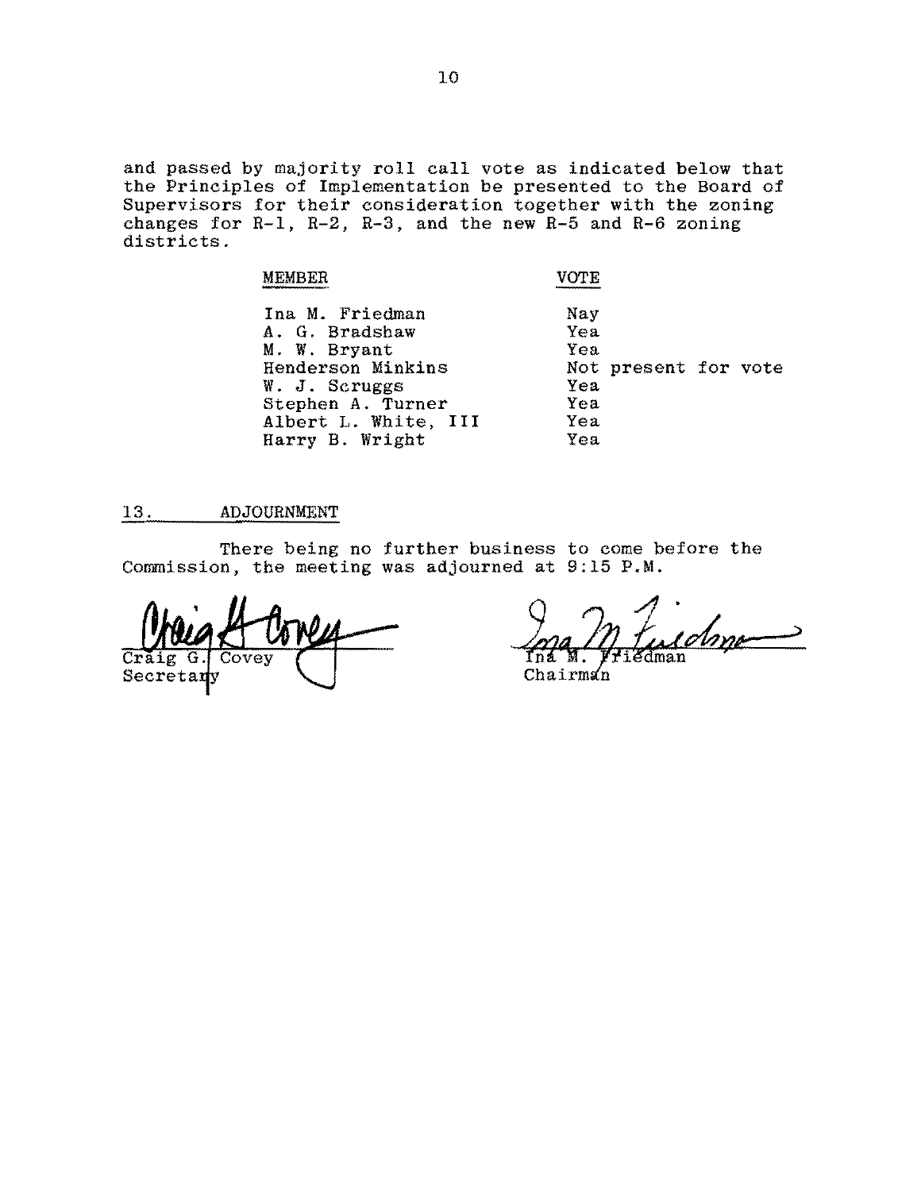and passed by majority roll call vote as indicated below that the Principles of Implementation be presented to the Board of Supervisors for their consideration together with the zoning changes for R-1, R-2, R-3, and the new R-5 and R-6 zoning districts.

| MEMBER | VOTE |
|---|---|
| Ina M. Friedman | Nay |
| A. G. Bradshaw | Yea |
| M. W. Bryant | Yea |
| Henderson Minkins | Not present for vote |
| W. J. Scruggs | Yea |
| Stephen A. Turner | Yea |
| Albert L. White, III | Yea |
| Harry B. Wright | Yea |

## 13. ADJOURNMENT

There being no further business to come before the Commission, the meeting was adjourned at 9:15 P.M.

Craig G. Covey
Secretary

Ina M. Friedman
Chairman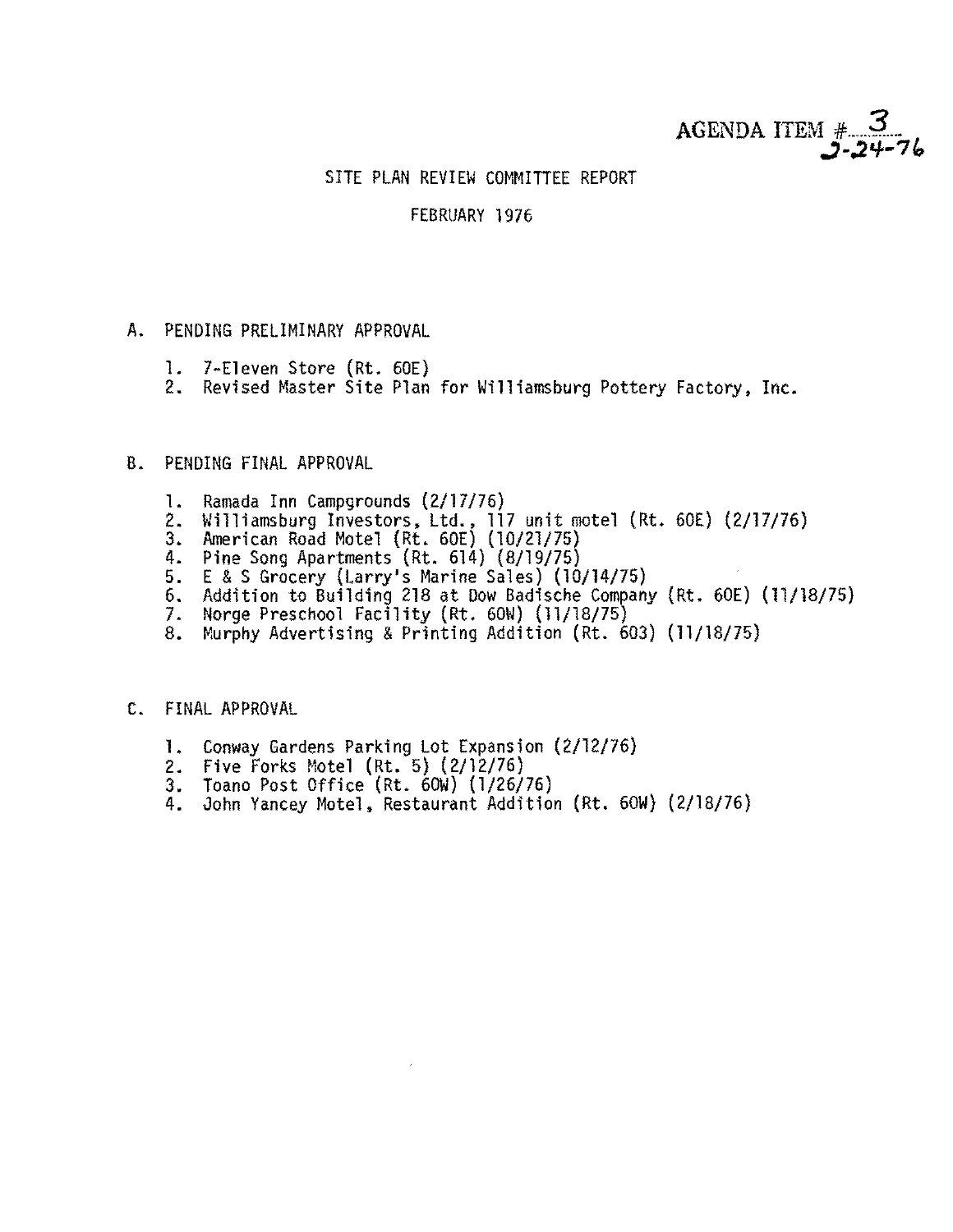AGENDA ITEM # 3
2-24-76

# SITE PLAN REVIEW COMMITTEE REPORT

## FEBRUARY 1976

A. PENDING PRELIMINARY APPROVAL

1. 7-Eleven Store (Rt. 60E)
2. Revised Master Site Plan for Williamsburg Pottery Factory, Inc.

B. PENDING FINAL APPROVAL

1. Ramada Inn Campgrounds (2/17/76)
2. Williamsburg Investors, Ltd., 117 unit motel (Rt. 60E) (2/17/76)
3. American Road Motel (Rt. 60E) (10/21/75)
4. Pine Song Apartments (Rt. 614) (8/19/75)
5. E & S Grocery (Larry's Marine Sales) (10/14/75)
6. Addition to Building 218 at Dow Badische Company (Rt. 60E) (11/18/75)
7. Norge Preschool Facility (Rt. 60W) (11/18/75)
8. Murphy Advertising & Printing Addition (Rt. 603) (11/18/75)

C. FINAL APPROVAL

1. Conway Gardens Parking Lot Expansion (2/12/76)
2. Five Forks Motel (Rt. 5) (2/12/76)
3. Toano Post Office (Rt. 60W) (1/26/76)
4. John Yancey Motel, Restaurant Addition (Rt. 60W) (2/18/76)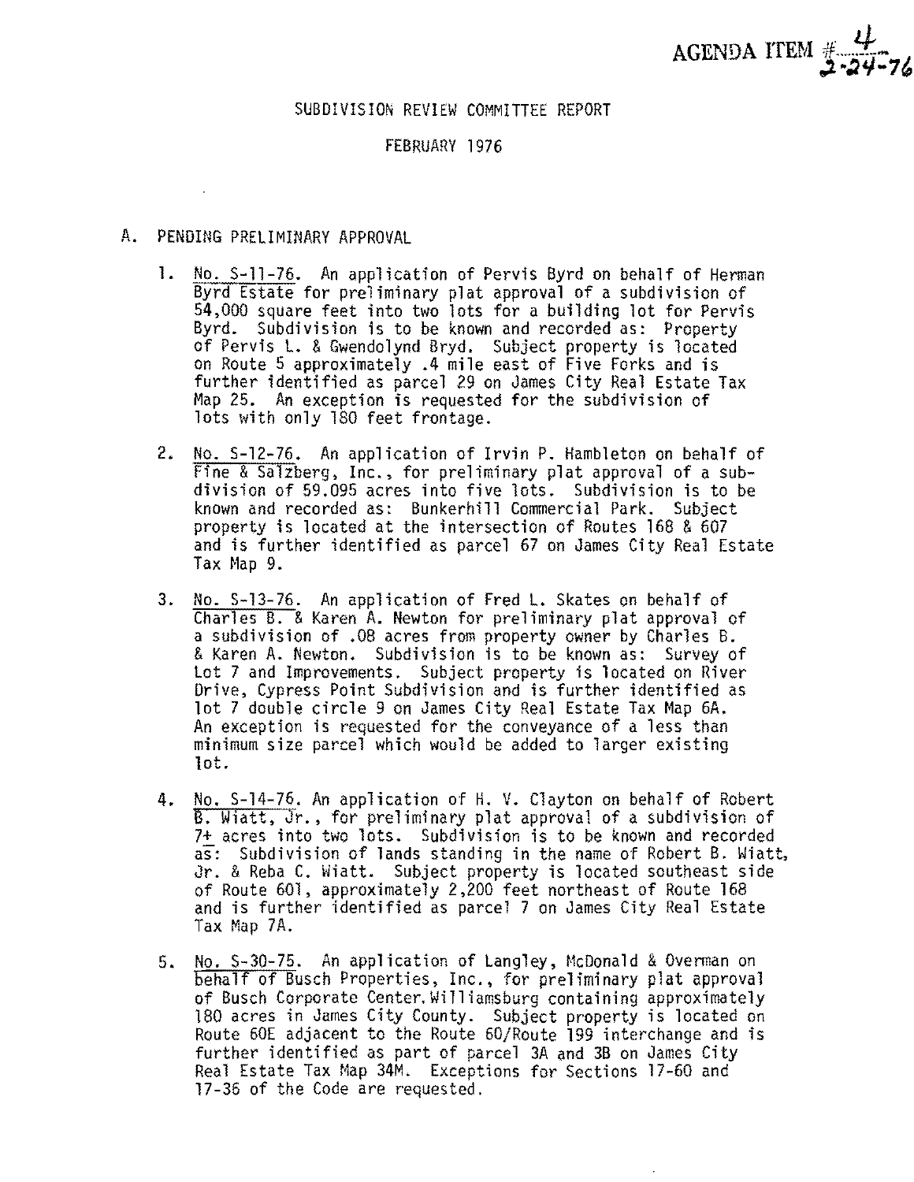AGENDA ITEM # 4
2-24-76

SUBDIVISION REVIEW COMMITTEE REPORT

FEBRUARY 1976

A. PENDING PRELIMINARY APPROVAL

1. No. S-11-76. An application of Pervis Byrd on behalf of Herman Byrd Estate for preliminary plat approval of a subdivision of 54,000 square feet into two lots for a building lot for Pervis Byrd. Subdivision is to be known and recorded as: Property of Pervis L. & Gwendolynd Bryd. Subject property is located on Route 5 approximately .4 mile east of Five Forks and is further identified as parcel 29 on James City Real Estate Tax Map 25. An exception is requested for the subdivision of lots with only 180 feet frontage.

2. No. S-12-76. An application of Irvin P. Hambleton on behalf of Fine & Salzberg, Inc., for preliminary plat approval of a subdivision of 59.095 acres into five lots. Subdivision is to be known and recorded as: Bunkerhill Commercial Park. Subject property is located at the intersection of Routes 168 & 607 and is further identified as parcel 67 on James City Real Estate Tax Map 9.

3. No. S-13-76. An application of Fred L. Skates on behalf of Charles B. & Karen A. Newton for preliminary plat approval of a subdivision of .08 acres from property owner by Charles B. & Karen A. Newton. Subdivision is to be known as: Survey of Lot 7 and Improvements. Subject property is located on River Drive, Cypress Point Subdivision and is further identified as lot 7 double circle 9 on James City Real Estate Tax Map 6A. An exception is requested for the conveyance of a less than minimum size parcel which would be added to larger existing lot.

4. No. S-14-76. An application of H. V. Clayton on behalf of Robert B. Wiatt, Jr., for preliminary plat approval of a subdivision of 7± acres into two lots. Subdivision is to be known and recorded as: Subdivision of lands standing in the name of Robert B. Wiatt, Jr. & Reba C. Wiatt. Subject property is located southeast side of Route 601, approximately 2,200 feet northeast of Route 168 and is further identified as parcel 7 on James City Real Estate Tax Map 7A.

5. No. S-30-75. An application of Langley, McDonald & Overman on behalf of Busch Properties, Inc., for preliminary plat approval of Busch Corporate Center, Williamsburg containing approximately 180 acres in James City County. Subject property is located on Route 60E adjacent to the Route 60/Route 199 interchange and is further identified as part of parcel 3A and 3B on James City Real Estate Tax Map 34M. Exceptions for Sections 17-60 and 17-36 of the Code are requested.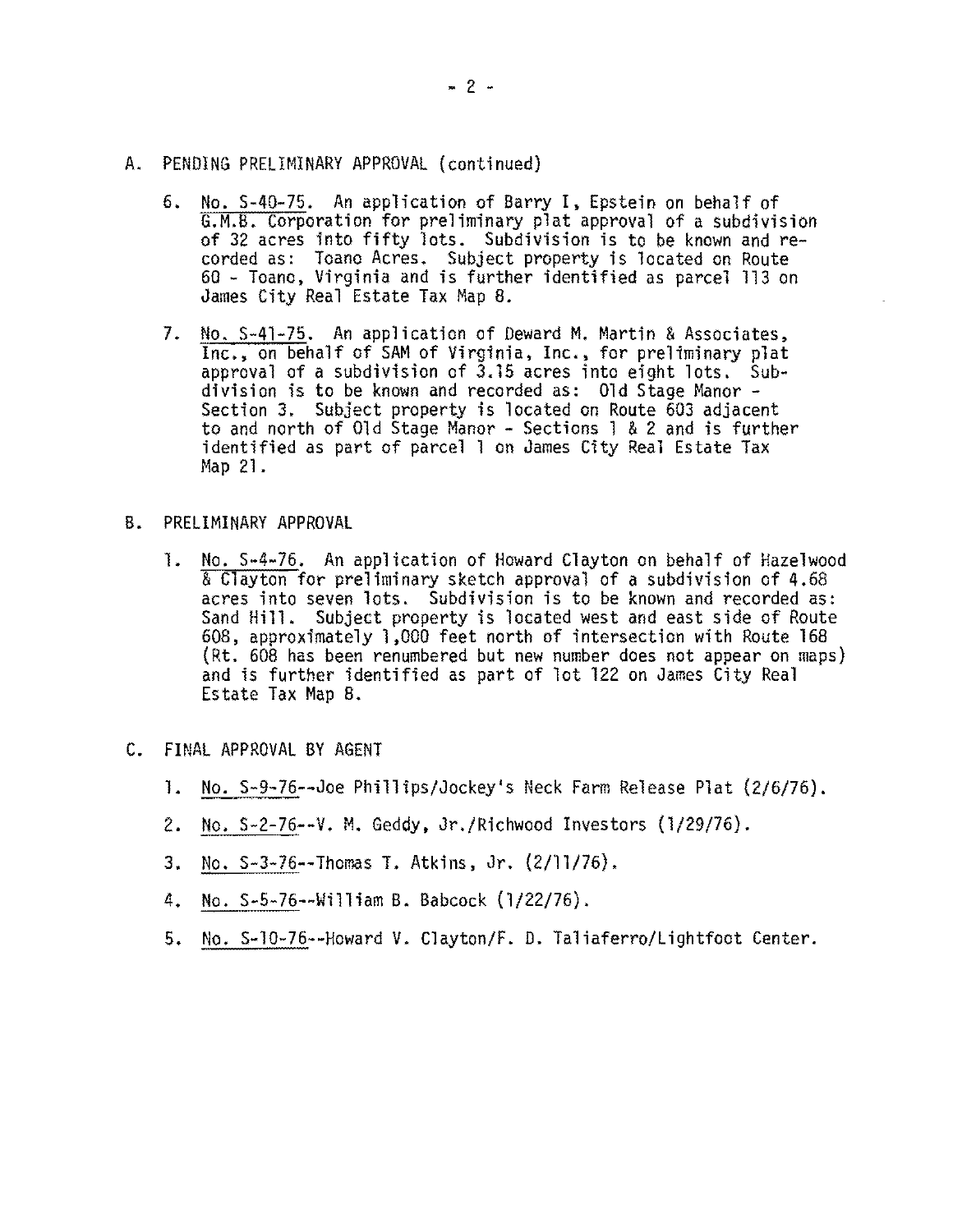A. PENDING PRELIMINARY APPROVAL (continued)

6. No. S-40-75. An application of Barry I, Epstein on behalf of G.M.B. Corporation for preliminary plat approval of a subdivision of 32 acres into fifty lots. Subdivision is to be known and recorded as: Toano Acres. Subject property is located on Route 60 - Toano, Virginia and is further identified as parcel 113 on James City Real Estate Tax Map 8.

7. No. S-41-75. An application of Deward M. Martin & Associates, Inc., on behalf of SAM of Virginia, Inc., for preliminary plat approval of a subdivision of 3.15 acres into eight lots. Subdivision is to be known and recorded as: Old Stage Manor - Section 3. Subject property is located on Route 603 adjacent to and north of Old Stage Manor - Sections 1 & 2 and is further identified as part of parcel 1 on James City Real Estate Tax Map 21.

B. PRELIMINARY APPROVAL

1. No. S-4-76. An application of Howard Clayton on behalf of Hazelwood & Clayton for preliminary sketch approval of a subdivision of 4.68 acres into seven lots. Subdivision is to be known and recorded as: Sand Hill. Subject property is located west and east side of Route 608, approximately 1,000 feet north of intersection with Route 168 (Rt. 608 has been renumbered but new number does not appear on maps) and is further identified as part of lot 122 on James City Real Estate Tax Map 8.

C. FINAL APPROVAL BY AGENT

1. No. S-9-76--Joe Phillips/Jockey's Neck Farm Release Plat (2/6/76).
2. No. S-2-76--V. M. Geddy, Jr./Richwood Investors (1/29/76).
3. No. S-3-76--Thomas T. Atkins, Jr. (2/11/76).
4. No. S-5-76--William B. Babcock (1/22/76).
5. No. S-10-76--Howard V. Clayton/F. D. Taliaferro/Lightfoot Center.